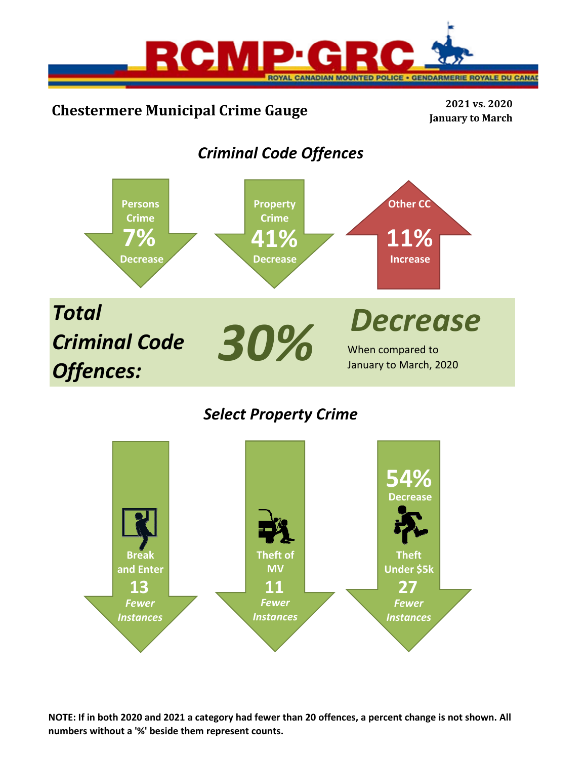# Chestermere Municipal Crime Gauge

**2021 vs. 2020**
**January to March**

## *Criminal Code Offences*

**Persons Crime**
**7%**
**Decrease**

**Property Crime**
**41%**
**Decrease**

**Other CC**
**11%**
**Increase**

***Total Criminal Code Offences:*** ***30%*** ***Decrease***

When compared to January to March, 2020

## *Select Property Crime*

**Break and Enter**
**13**
***Fewer Instances***

**Theft of MV**
**11**
***Fewer Instances***

**54%**
**Decrease**
**Theft Under $5k**
**27**
***Fewer Instances***

**NOTE: If in both 2020 and 2021 a category had fewer than 20 offences, a percent change is not shown. All numbers without a '%' beside them represent counts.**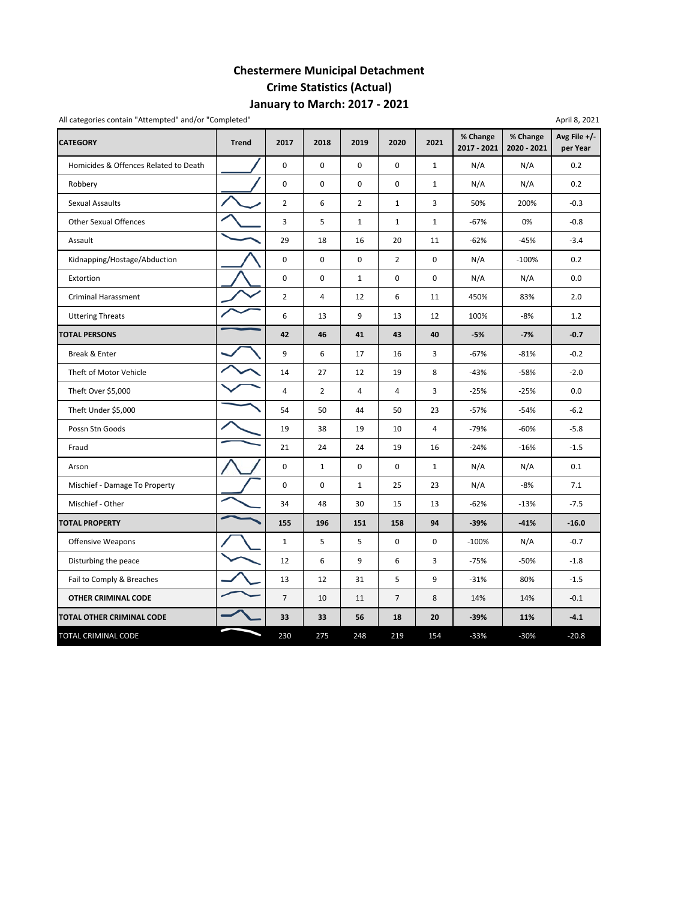# Chestermere Municipal Detachment
## Crime Statistics (Actual)
## January to March: 2017 - 2021

All categories contain "Attempted" and/or "Completed"

April 8, 2021

| CATEGORY | Trend | 2017 | 2018 | 2019 | 2020 | 2021 | % Change 2017 - 2021 | % Change 2020 - 2021 | Avg File +/- per Year |
|---|---|---|---|---|---|---|---|---|---|
| Homicides & Offences Related to Death | | 0 | 0 | 0 | 0 | 1 | N/A | N/A | 0.2 |
| Robbery | | 0 | 0 | 0 | 0 | 1 | N/A | N/A | 0.2 |
| Sexual Assaults | | 2 | 6 | 2 | 1 | 3 | 50% | 200% | -0.3 |
| Other Sexual Offences | | 3 | 5 | 1 | 1 | 1 | -67% | 0% | -0.8 |
| Assault | | 29 | 18 | 16 | 20 | 11 | -62% | -45% | -3.4 |
| Kidnapping/Hostage/Abduction | | 0 | 0 | 0 | 2 | 0 | N/A | -100% | 0.2 |
| Extortion | | 0 | 0 | 1 | 0 | 0 | N/A | N/A | 0.0 |
| Criminal Harassment | | 2 | 4 | 12 | 6 | 11 | 450% | 83% | 2.0 |
| Uttering Threats | | 6 | 13 | 9 | 13 | 12 | 100% | -8% | 1.2 |
| **TOTAL PERSONS** | | **42** | **46** | **41** | **43** | **40** | **-5%** | **-7%** | **-0.7** |
| Break & Enter | | 9 | 6 | 17 | 16 | 3 | -67% | -81% | -0.2 |
| Theft of Motor Vehicle | | 14 | 27 | 12 | 19 | 8 | -43% | -58% | -2.0 |
| Theft Over $5,000 | | 4 | 2 | 4 | 4 | 3 | -25% | -25% | 0.0 |
| Theft Under $5,000 | | 54 | 50 | 44 | 50 | 23 | -57% | -54% | -6.2 |
| Possn Stn Goods | | 19 | 38 | 19 | 10 | 4 | -79% | -60% | -5.8 |
| Fraud | | 21 | 24 | 24 | 19 | 16 | -24% | -16% | -1.5 |
| Arson | | 0 | 1 | 0 | 0 | 1 | N/A | N/A | 0.1 |
| Mischief - Damage To Property | | 0 | 0 | 1 | 25 | 23 | N/A | -8% | 7.1 |
| Mischief - Other | | 34 | 48 | 30 | 15 | 13 | -62% | -13% | -7.5 |
| **TOTAL PROPERTY** | | **155** | **196** | **151** | **158** | **94** | **-39%** | **-41%** | **-16.0** |
| Offensive Weapons | | 1 | 5 | 5 | 0 | 0 | -100% | N/A | -0.7 |
| Disturbing the peace | | 12 | 6 | 9 | 6 | 3 | -75% | -50% | -1.8 |
| Fail to Comply & Breaches | | 13 | 12 | 31 | 5 | 9 | -31% | 80% | -1.5 |
| **OTHER CRIMINAL CODE** | | 7 | 10 | 11 | 7 | 8 | 14% | 14% | -0.1 |
| **TOTAL OTHER CRIMINAL CODE** | | **33** | **33** | **56** | **18** | **20** | **-39%** | **11%** | **-4.1** |
| TOTAL CRIMINAL CODE | | 230 | 275 | 248 | 219 | 154 | -33% | -30% | -20.8 |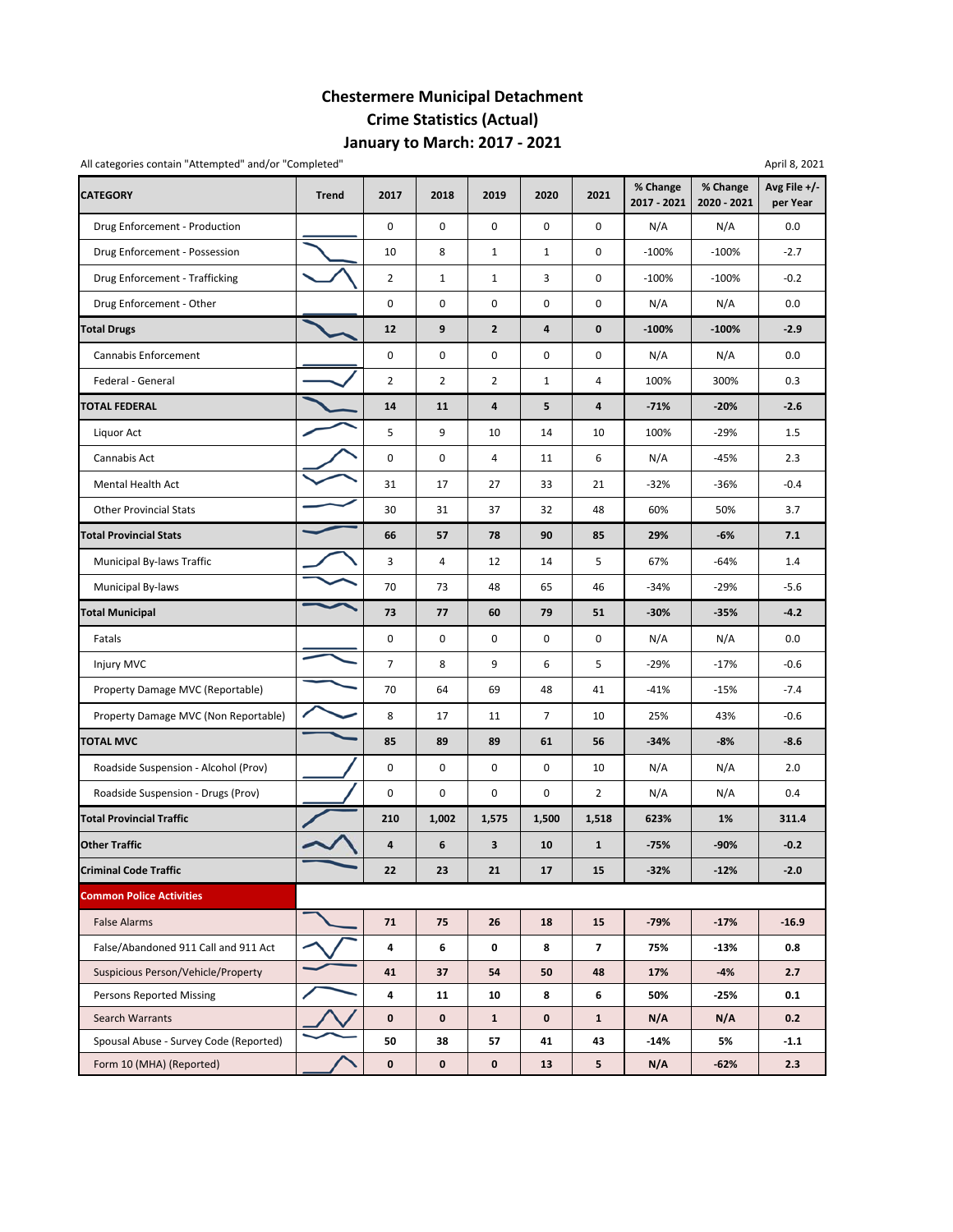# Chestermere Municipal Detachment
## Crime Statistics (Actual)
## January to March: 2017 - 2021

All categories contain "Attempted" and/or "Completed"

April 8, 2021

| CATEGORY | Trend | 2017 | 2018 | 2019 | 2020 | 2021 | % Change 2017 - 2021 | % Change 2020 - 2021 | Avg File +/- per Year |
|---|---|---|---|---|---|---|---|---|---|
| Drug Enforcement - Production | | 0 | 0 | 0 | 0 | 0 | N/A | N/A | 0.0 |
| Drug Enforcement - Possession | | 10 | 8 | 1 | 1 | 0 | -100% | -100% | -2.7 |
| Drug Enforcement - Trafficking | | 2 | 1 | 1 | 3 | 0 | -100% | -100% | -0.2 |
| Drug Enforcement - Other | | 0 | 0 | 0 | 0 | 0 | N/A | N/A | 0.0 |
| **Total Drugs** | | **12** | **9** | **2** | **4** | **0** | **-100%** | **-100%** | **-2.9** |
| Cannabis Enforcement | | 0 | 0 | 0 | 0 | 0 | N/A | N/A | 0.0 |
| Federal - General | | 2 | 2 | 2 | 1 | 4 | 100% | 300% | 0.3 |
| **TOTAL FEDERAL** | | **14** | **11** | **4** | **5** | **4** | **-71%** | **-20%** | **-2.6** |
| Liquor Act | | 5 | 9 | 10 | 14 | 10 | 100% | -29% | 1.5 |
| Cannabis Act | | 0 | 0 | 4 | 11 | 6 | N/A | -45% | 2.3 |
| Mental Health Act | | 31 | 17 | 27 | 33 | 21 | -32% | -36% | -0.4 |
| Other Provincial Stats | | 30 | 31 | 37 | 32 | 48 | 60% | 50% | 3.7 |
| **Total Provincial Stats** | | **66** | **57** | **78** | **90** | **85** | **29%** | **-6%** | **7.1** |
| Municipal By-laws Traffic | | 3 | 4 | 12 | 14 | 5 | 67% | -64% | 1.4 |
| Municipal By-laws | | 70 | 73 | 48 | 65 | 46 | -34% | -29% | -5.6 |
| **Total Municipal** | | **73** | **77** | **60** | **79** | **51** | **-30%** | **-35%** | **-4.2** |
| Fatals | | 0 | 0 | 0 | 0 | 0 | N/A | N/A | 0.0 |
| Injury MVC | | 7 | 8 | 9 | 6 | 5 | -29% | -17% | -0.6 |
| Property Damage MVC (Reportable) | | 70 | 64 | 69 | 48 | 41 | -41% | -15% | -7.4 |
| Property Damage MVC (Non Reportable) | | 8 | 17 | 11 | 7 | 10 | 25% | 43% | -0.6 |
| **TOTAL MVC** | | **85** | **89** | **89** | **61** | **56** | **-34%** | **-8%** | **-8.6** |
| Roadside Suspension - Alcohol (Prov) | | 0 | 0 | 0 | 0 | 10 | N/A | N/A | 2.0 |
| Roadside Suspension - Drugs (Prov) | | 0 | 0 | 0 | 0 | 2 | N/A | N/A | 0.4 |
| **Total Provincial Traffic** | | **210** | **1,002** | **1,575** | **1,500** | **1,518** | **623%** | **1%** | **311.4** |
| **Other Traffic** | | **4** | **6** | **3** | **10** | **1** | **-75%** | **-90%** | **-0.2** |
| **Criminal Code Traffic** | | **22** | **23** | **21** | **17** | **15** | **-32%** | **-12%** | **-2.0** |
| **Common Police Activities** | | | | | | | | | |
| False Alarms | | **71** | **75** | **26** | **18** | **15** | **-79%** | **-17%** | **-16.9** |
| False/Abandoned 911 Call and 911 Act | | **4** | **6** | **0** | **8** | **7** | **75%** | **-13%** | **0.8** |
| Suspicious Person/Vehicle/Property | | **41** | **37** | **54** | **50** | **48** | **17%** | **-4%** | **2.7** |
| Persons Reported Missing | | **4** | **11** | **10** | **8** | **6** | **50%** | **-25%** | **0.1** |
| Search Warrants | | **0** | **0** | **1** | **0** | **1** | **N/A** | **N/A** | **0.2** |
| Spousal Abuse - Survey Code (Reported) | | **50** | **38** | **57** | **41** | **43** | **-14%** | **5%** | **-1.1** |
| Form 10 (MHA) (Reported) | | **0** | **0** | **0** | **13** | **5** | **N/A** | **-62%** | **2.3** |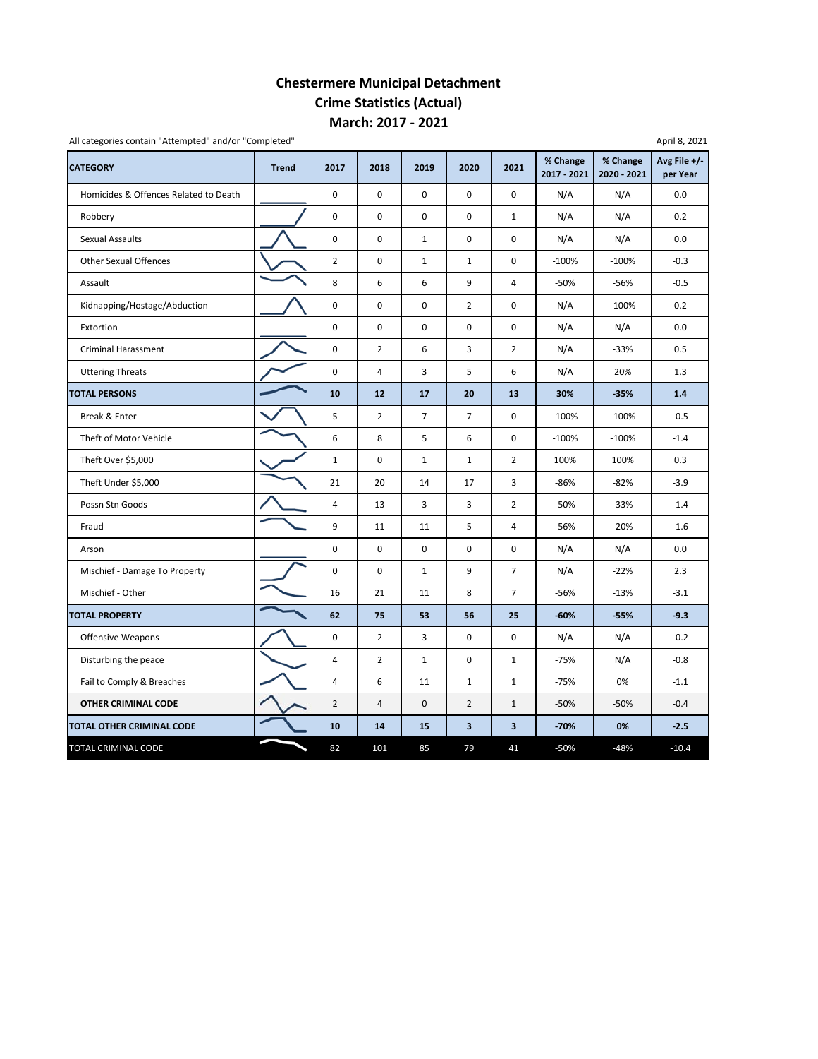# Chestermere Municipal Detachment
## Crime Statistics (Actual)
## March: 2017 - 2021

All categories contain "Attempted" and/or "Completed"

April 8, 2021

| CATEGORY | Trend | 2017 | 2018 | 2019 | 2020 | 2021 | % Change 2017 - 2021 | % Change 2020 - 2021 | Avg File +/- per Year |
|---|---|---|---|---|---|---|---|---|---|
| Homicides & Offences Related to Death | | 0 | 0 | 0 | 0 | 0 | N/A | N/A | 0.0 |
| Robbery | | 0 | 0 | 0 | 0 | 1 | N/A | N/A | 0.2 |
| Sexual Assaults | | 0 | 0 | 1 | 0 | 0 | N/A | N/A | 0.0 |
| Other Sexual Offences | | 2 | 0 | 1 | 1 | 0 | -100% | -100% | -0.3 |
| Assault | | 8 | 6 | 6 | 9 | 4 | -50% | -56% | -0.5 |
| Kidnapping/Hostage/Abduction | | 0 | 0 | 0 | 2 | 0 | N/A | -100% | 0.2 |
| Extortion | | 0 | 0 | 0 | 0 | 0 | N/A | N/A | 0.0 |
| Criminal Harassment | | 0 | 2 | 6 | 3 | 2 | N/A | -33% | 0.5 |
| Uttering Threats | | 0 | 4 | 3 | 5 | 6 | N/A | 20% | 1.3 |
| **TOTAL PERSONS** | | **10** | **12** | **17** | **20** | **13** | **30%** | **-35%** | **1.4** |
| Break & Enter | | 5 | 2 | 7 | 7 | 0 | -100% | -100% | -0.5 |
| Theft of Motor Vehicle | | 6 | 8 | 5 | 6 | 0 | -100% | -100% | -1.4 |
| Theft Over $5,000 | | 1 | 0 | 1 | 1 | 2 | 100% | 100% | 0.3 |
| Theft Under $5,000 | | 21 | 20 | 14 | 17 | 3 | -86% | -82% | -3.9 |
| Possn Stn Goods | | 4 | 13 | 3 | 3 | 2 | -50% | -33% | -1.4 |
| Fraud | | 9 | 11 | 11 | 5 | 4 | -56% | -20% | -1.6 |
| Arson | | 0 | 0 | 0 | 0 | 0 | N/A | N/A | 0.0 |
| Mischief - Damage To Property | | 0 | 0 | 1 | 9 | 7 | N/A | -22% | 2.3 |
| Mischief - Other | | 16 | 21 | 11 | 8 | 7 | -56% | -13% | -3.1 |
| **TOTAL PROPERTY** | | **62** | **75** | **53** | **56** | **25** | **-60%** | **-55%** | **-9.3** |
| Offensive Weapons | | 0 | 2 | 3 | 0 | 0 | N/A | N/A | -0.2 |
| Disturbing the peace | | 4 | 2 | 1 | 0 | 1 | -75% | N/A | -0.8 |
| Fail to Comply & Breaches | | 4 | 6 | 11 | 1 | 1 | -75% | 0% | -1.1 |
| **OTHER CRIMINAL CODE** | | 2 | 4 | 0 | 2 | 1 | -50% | -50% | -0.4 |
| **TOTAL OTHER CRIMINAL CODE** | | **10** | **14** | **15** | **3** | **3** | **-70%** | **0%** | **-2.5** |
| TOTAL CRIMINAL CODE | | 82 | 101 | 85 | 79 | 41 | -50% | -48% | -10.4 |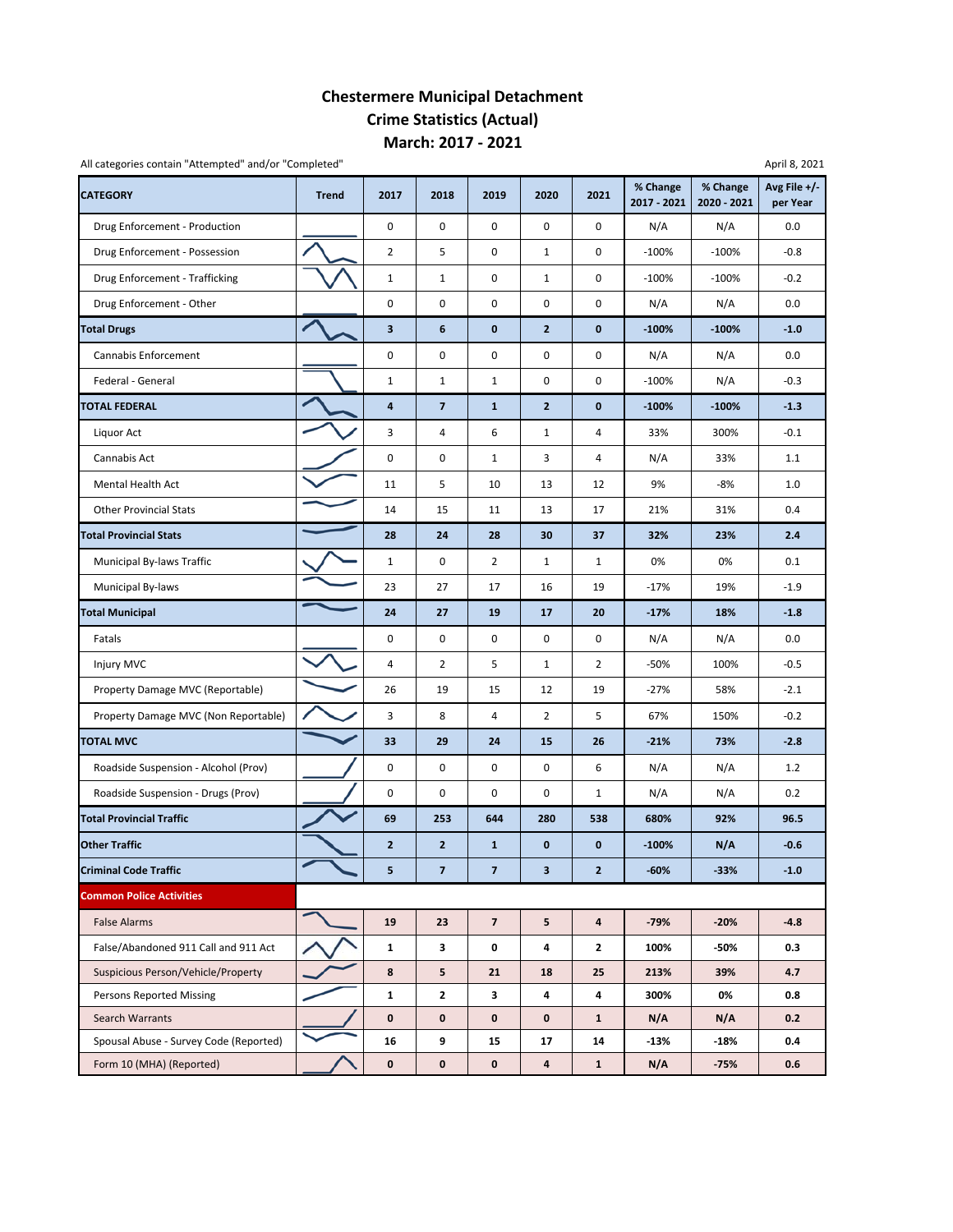# Chestermere Municipal Detachment
# Crime Statistics (Actual)
# March: 2017 - 2021

All categories contain "Attempted" and/or "Completed"

April 8, 2021

| CATEGORY | Trend | 2017 | 2018 | 2019 | 2020 | 2021 | % Change 2017 - 2021 | % Change 2020 - 2021 | Avg File +/- per Year |
|---|---|---|---|---|---|---|---|---|---|
| Drug Enforcement - Production | | 0 | 0 | 0 | 0 | 0 | N/A | N/A | 0.0 |
| Drug Enforcement - Possession | | 2 | 5 | 0 | 1 | 0 | -100% | -100% | -0.8 |
| Drug Enforcement - Trafficking | | 1 | 1 | 0 | 1 | 0 | -100% | -100% | -0.2 |
| Drug Enforcement - Other | | 0 | 0 | 0 | 0 | 0 | N/A | N/A | 0.0 |
| **Total Drugs** | | **3** | **6** | **0** | **2** | **0** | **-100%** | **-100%** | **-1.0** |
| Cannabis Enforcement | | 0 | 0 | 0 | 0 | 0 | N/A | N/A | 0.0 |
| Federal - General | | 1 | 1 | 1 | 0 | 0 | -100% | N/A | -0.3 |
| **TOTAL FEDERAL** | | **4** | **7** | **1** | **2** | **0** | **-100%** | **-100%** | **-1.3** |
| Liquor Act | | 3 | 4 | 6 | 1 | 4 | 33% | 300% | -0.1 |
| Cannabis Act | | 0 | 0 | 1 | 3 | 4 | N/A | 33% | 1.1 |
| Mental Health Act | | 11 | 5 | 10 | 13 | 12 | 9% | -8% | 1.0 |
| Other Provincial Stats | | 14 | 15 | 11 | 13 | 17 | 21% | 31% | 0.4 |
| **Total Provincial Stats** | | **28** | **24** | **28** | **30** | **37** | **32%** | **23%** | **2.4** |
| Municipal By-laws Traffic | | 1 | 0 | 2 | 1 | 1 | 0% | 0% | 0.1 |
| Municipal By-laws | | 23 | 27 | 17 | 16 | 19 | -17% | 19% | -1.9 |
| **Total Municipal** | | **24** | **27** | **19** | **17** | **20** | **-17%** | **18%** | **-1.8** |
| Fatals | | 0 | 0 | 0 | 0 | 0 | N/A | N/A | 0.0 |
| Injury MVC | | 4 | 2 | 5 | 1 | 2 | -50% | 100% | -0.5 |
| Property Damage MVC (Reportable) | | 26 | 19 | 15 | 12 | 19 | -27% | 58% | -2.1 |
| Property Damage MVC (Non Reportable) | | 3 | 8 | 4 | 2 | 5 | 67% | 150% | -0.2 |
| **TOTAL MVC** | | **33** | **29** | **24** | **15** | **26** | **-21%** | **73%** | **-2.8** |
| Roadside Suspension - Alcohol (Prov) | | 0 | 0 | 0 | 0 | 6 | N/A | N/A | 1.2 |
| Roadside Suspension - Drugs (Prov) | | 0 | 0 | 0 | 0 | 1 | N/A | N/A | 0.2 |
| **Total Provincial Traffic** | | **69** | **253** | **644** | **280** | **538** | **680%** | **92%** | **96.5** |
| **Other Traffic** | | **2** | **2** | **1** | **0** | **0** | **-100%** | **N/A** | **-0.6** |
| **Criminal Code Traffic** | | **5** | **7** | **7** | **3** | **2** | **-60%** | **-33%** | **-1.0** |
| **Common Police Activities** | | | | | | | | | |
| False Alarms | | **19** | **23** | **7** | **5** | **4** | **-79%** | **-20%** | **-4.8** |
| False/Abandoned 911 Call and 911 Act | | **1** | **3** | **0** | **4** | **2** | **100%** | **-50%** | **0.3** |
| Suspicious Person/Vehicle/Property | | **8** | **5** | **21** | **18** | **25** | **213%** | **39%** | **4.7** |
| Persons Reported Missing | | **1** | **2** | **3** | **4** | **4** | **300%** | **0%** | **0.8** |
| Search Warrants | | **0** | **0** | **0** | **0** | **1** | **N/A** | **N/A** | **0.2** |
| Spousal Abuse - Survey Code (Reported) | | **16** | **9** | **15** | **17** | **14** | **-13%** | **-18%** | **0.4** |
| Form 10 (MHA) (Reported) | | **0** | **0** | **0** | **4** | **1** | **N/A** | **-75%** | **0.6** |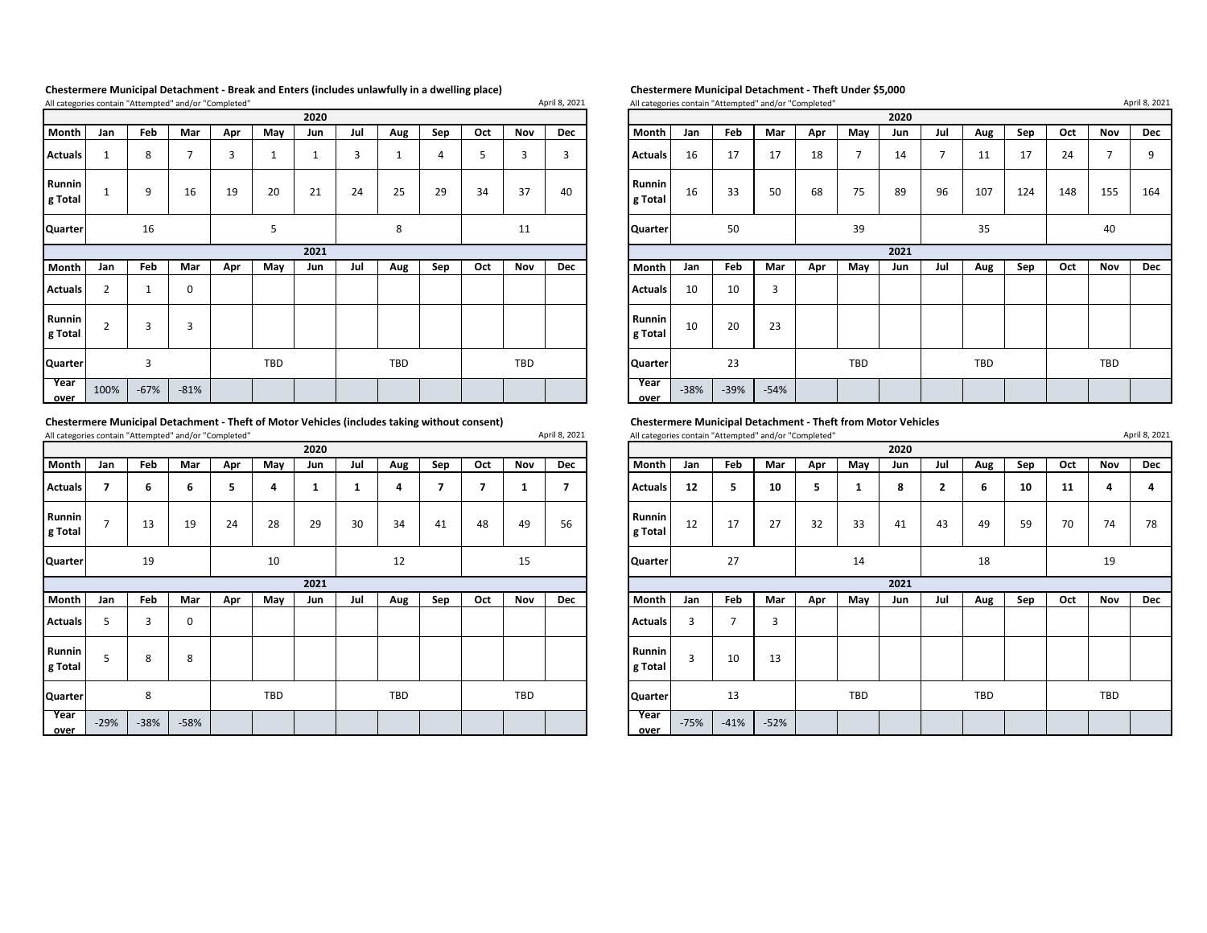### Chestermere Municipal Detachment - Break and Enters (includes unlawfully in a dwelling place)

All categories contain "Attempted" and/or "Completed"

April 8, 2021

| | | | | | | 2020 | | | | | | |
|---|---|---|---|---|---|---|---|---|---|---|---|---|
| **Month** | **Jan** | **Feb** | **Mar** | **Apr** | **May** | **Jun** | **Jul** | **Aug** | **Sep** | **Oct** | **Nov** | **Dec** |
| **Actuals** | 1 | 8 | 7 | 3 | 1 | 1 | 3 | 1 | 4 | 5 | 3 | 3 |
| **Running Total** | 1 | 9 | 16 | 19 | 20 | 21 | 24 | 25 | 29 | 34 | 37 | 40 |
| **Quarter** | | 16 | | | 5 | | | 8 | | | 11 | |
| | | | | | | **2021** | | | | | | |
| **Month** | **Jan** | **Feb** | **Mar** | **Apr** | **May** | **Jun** | **Jul** | **Aug** | **Sep** | **Oct** | **Nov** | **Dec** |
| **Actuals** | 2 | 1 | 0 | | | | | | | | | |
| **Running Total** | 2 | 3 | 3 | | | | | | | | | |
| **Quarter** | | 3 | | | TBD | | | TBD | | | TBD | |
| **Year over** | 100% | -67% | -81% | | | | | | | | | |

### Chestermere Municipal Detachment - Theft Under $5,000

All categories contain "Attempted" and/or "Completed"

April 8, 2021

| | | | | | | 2020 | | | | | | |
|---|---|---|---|---|---|---|---|---|---|---|---|---|
| **Month** | **Jan** | **Feb** | **Mar** | **Apr** | **May** | **Jun** | **Jul** | **Aug** | **Sep** | **Oct** | **Nov** | **Dec** |
| **Actuals** | 16 | 17 | 17 | 18 | 7 | 14 | 7 | 11 | 17 | 24 | 7 | 9 |
| **Running Total** | 16 | 33 | 50 | 68 | 75 | 89 | 96 | 107 | 124 | 148 | 155 | 164 |
| **Quarter** | | 50 | | | 39 | | | 35 | | | 40 | |
| | | | | | | **2021** | | | | | | |
| **Month** | **Jan** | **Feb** | **Mar** | **Apr** | **May** | **Jun** | **Jul** | **Aug** | **Sep** | **Oct** | **Nov** | **Dec** |
| **Actuals** | 10 | 10 | 3 | | | | | | | | | |
| **Running Total** | 10 | 20 | 23 | | | | | | | | | |
| **Quarter** | | 23 | | | TBD | | | TBD | | | TBD | |
| **Year over** | -38% | -39% | -54% | | | | | | | | | |

### Chestermere Municipal Detachment - Theft of Motor Vehicles (includes taking without consent)

All categories contain "Attempted" and/or "Completed"

April 8, 2021

| | | | | | | 2020 | | | | | | |
|---|---|---|---|---|---|---|---|---|---|---|---|---|
| **Month** | **Jan** | **Feb** | **Mar** | **Apr** | **May** | **Jun** | **Jul** | **Aug** | **Sep** | **Oct** | **Nov** | **Dec** |
| **Actuals** | **7** | **6** | **6** | **5** | **4** | **1** | **1** | **4** | **7** | **7** | **1** | **7** |
| **Running Total** | 7 | 13 | 19 | 24 | 28 | 29 | 30 | 34 | 41 | 48 | 49 | 56 |
| **Quarter** | | 19 | | | 10 | | | 12 | | | 15 | |
| | | | | | | **2021** | | | | | | |
| **Month** | **Jan** | **Feb** | **Mar** | **Apr** | **May** | **Jun** | **Jul** | **Aug** | **Sep** | **Oct** | **Nov** | **Dec** |
| **Actuals** | 5 | 3 | 0 | | | | | | | | | |
| **Running Total** | 5 | 8 | 8 | | | | | | | | | |
| **Quarter** | | 8 | | | TBD | | | TBD | | | TBD | |
| **Year over** | -29% | -38% | -58% | | | | | | | | | |

### Chestermere Municipal Detachment - Theft from Motor Vehicles

All categories contain "Attempted" and/or "Completed"

April 8, 2021

| | | | | | | 2020 | | | | | | |
|---|---|---|---|---|---|---|---|---|---|---|---|---|
| **Month** | **Jan** | **Feb** | **Mar** | **Apr** | **May** | **Jun** | **Jul** | **Aug** | **Sep** | **Oct** | **Nov** | **Dec** |
| **Actuals** | **12** | **5** | **10** | **5** | **1** | **8** | **2** | **6** | **10** | **11** | **4** | **4** |
| **Running Total** | 12 | 17 | 27 | 32 | 33 | 41 | 43 | 49 | 59 | 70 | 74 | 78 |
| **Quarter** | | 27 | | | 14 | | | 18 | | | 19 | |
| | | | | | | **2021** | | | | | | |
| **Month** | **Jan** | **Feb** | **Mar** | **Apr** | **May** | **Jun** | **Jul** | **Aug** | **Sep** | **Oct** | **Nov** | **Dec** |
| **Actuals** | 3 | 7 | 3 | | | | | | | | | |
| **Running Total** | 3 | 10 | 13 | | | | | | | | | |
| **Quarter** | | 13 | | | TBD | | | TBD | | | TBD | |
| **Year over** | -75% | -41% | -52% | | | | | | | | | |